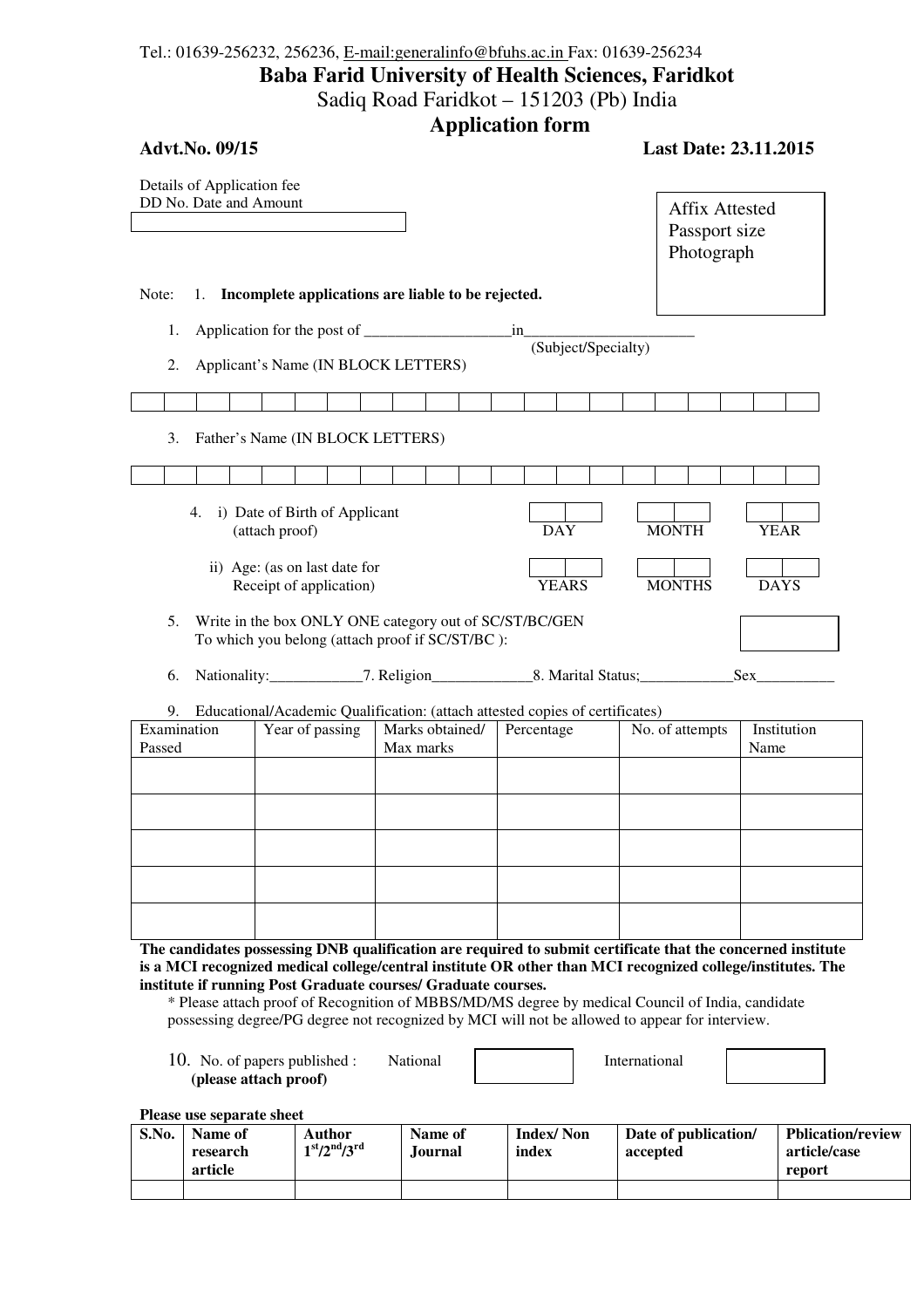Tel.: 01639-256232, 256236, E-mail:generalinfo@bfuhs.ac.in Fax: 01639-256234

# Baba Farid University of Health Sciences, Faridkot

Sadiq Road Faridkot – 151203 (Pb) India

## Application form

**Advt.No. 09/15** **Last Date: 23.11.2015**

Details of Application fee
DD No. Date and Amount

Affix Attested Passport size Photograph

Note: 1. **Incomplete applications are liable to be rejected.**

1. Application for the post of ___________________in______________________
(Subject/Specialty)
2. Applicant's Name (IN BLOCK LETTERS)

3. Father's Name (IN BLOCK LETTERS)

4. i) Date of Birth of Applicant (attach proof) DAY MONTH YEAR

   ii) Age: (as on last date for Receipt of application) YEARS MONTHS DAYS

5. Write in the box ONLY ONE category out of SC/ST/BC/GEN To which you belong (attach proof if SC/ST/BC ):

6. Nationality:____________7. Religion_____________8. Marital Status;____________Sex__________

9. Educational/Academic Qualification: (attach attested copies of certificates)

| Examination Passed | Year of passing | Marks obtained/ Max marks | Percentage | No. of attempts | Institution Name |
|---|---|---|---|---|---|
| | | | | | |
| | | | | | |
| | | | | | |
| | | | | | |
| | | | | | |

**The candidates possessing DNB qualification are required to submit certificate that the concerned institute is a MCI recognized medical college/central institute OR other than MCI recognized college/institutes. The institute if running Post Graduate courses/ Graduate courses.**

* Please attach proof of Recognition of MBBS/MD/MS degree by medical Council of India, candidate possessing degree/PG degree not recognized by MCI will not be allowed to appear for interview.

10. No. of papers published : National International
**(please attach proof)**

**Please use separate sheet**

| S.No. | Name of research article | Author $1^{st}/2^{nd}/3^{rd}$ | Name of Journal | Index/ Non index | Date of publication/ accepted | Pblication/review article/case report |
|---|---|---|---|---|---|---|
| | | | | | | |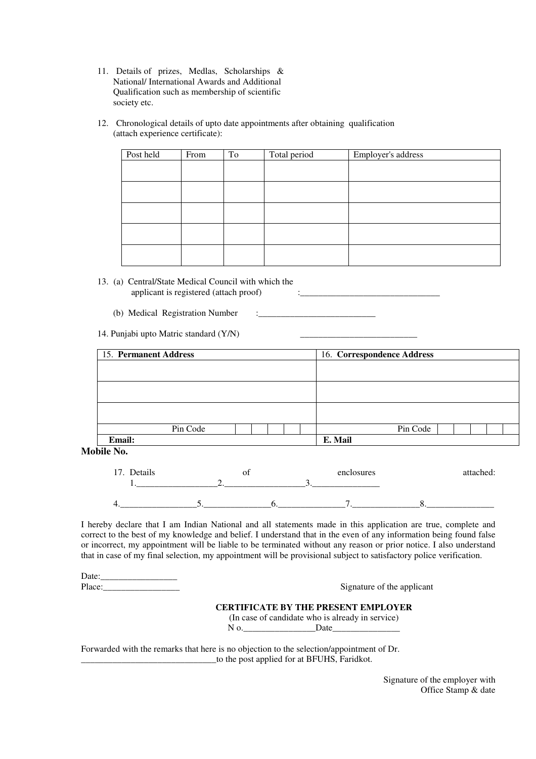11. Details of prizes, Medlas, Scholarships & National/ International Awards and Additional Qualification such as membership of scientific society etc.

12. Chronological details of upto date appointments after obtaining qualification (attach experience certificate):

| Post held | From | To | Total period | Employer's address |
|---|---|---|---|---|
| | | | | |
| | | | | |
| | | | | |
| | | | | |
| | | | | |

13. (a) Central/State Medical Council with which the applicant is registered (attach proof) :________________________________

    (b) Medical Registration Number :__________________________

14. Punjabi upto Matric standard (Y/N) __________________________

| 15. **Permanent Address** | 16. **Correspondence Address** |
|---|---|
| | |
| | |
| | |
| Pin Code | Pin Code |
| **Email:** | **E. Mail** |

**Mobile No.**

17. Details of enclosures attached:
    1.__________________2.__________________3._______________

    4._________________5._______________6._______________7._______________8._______________

I hereby declare that I am Indian National and all statements made in this application are true, complete and correct to the best of my knowledge and belief. I understand that in the even of any information being found false or incorrect, my appointment will be liable to be terminated without any reason or prior notice. I also understand that in case of my final selection, my appointment will be provisional subject to satisfactory police verification.

Date:_________________

Place:_________________

Signature of the applicant

**CERTIFICATE BY THE PRESENT EMPLOYER**

(In case of candidate who is already in service)

N o.________________Date_______________

Forwarded with the remarks that here is no objection to the selection/appointment of Dr. ______________________________to the post applied for at BFUHS, Faridkot.

Signature of the employer with Office Stamp & date